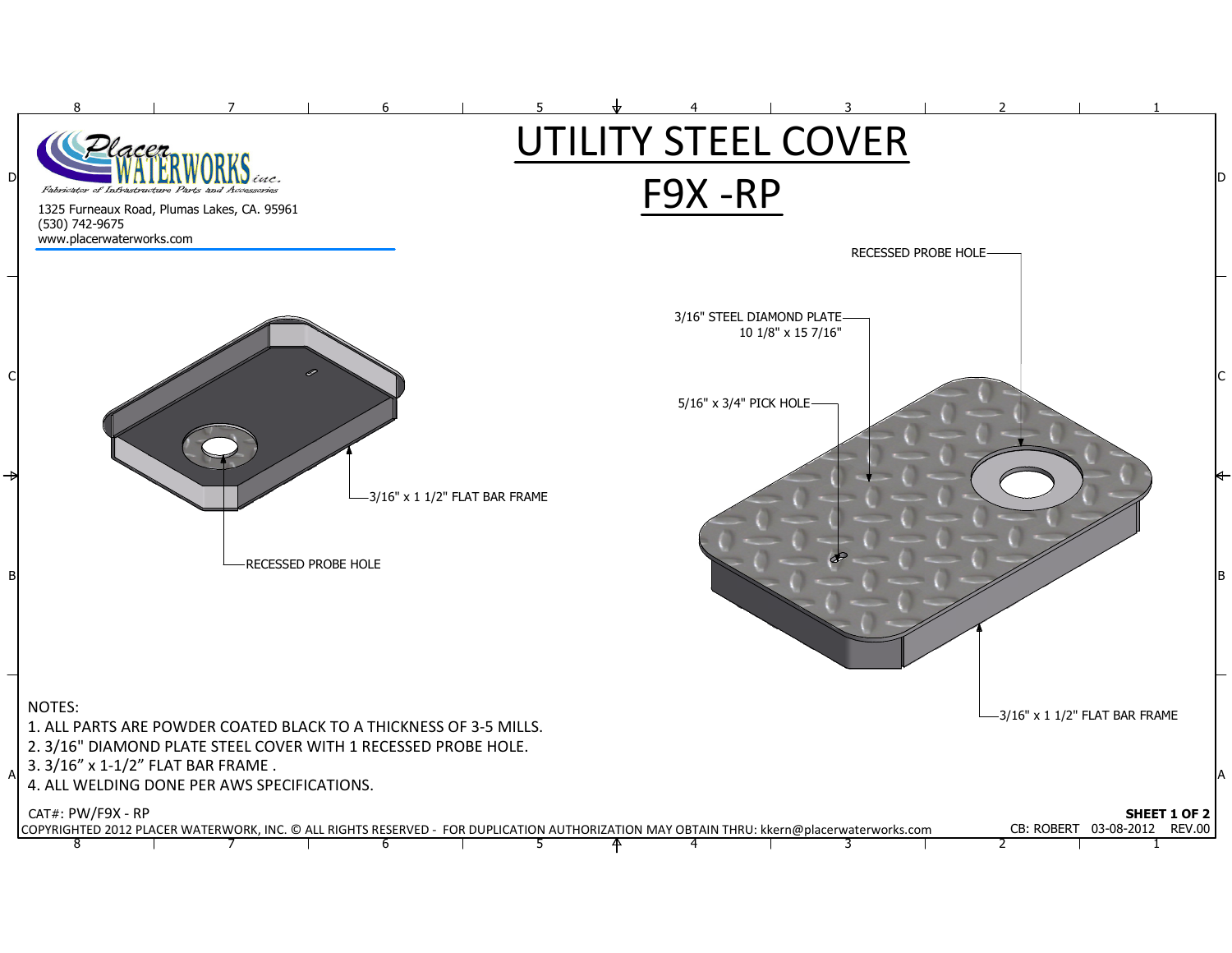Placer WATERWORKS inc.

Fabricator of Infrastructure Parts and Accessories

1325 Furneaux Road, Plumas Lakes, CA. 95961
(530) 742-9675
www.placerwaterworks.com

# UTILITY STEEL COVER

# F9X -RP

RECESSED PROBE HOLE

3/16" STEEL DIAMOND PLATE
10 1/8" x 15 7/16"

5/16" x 3/4" PICK HOLE

3/16" x 1 1/2" FLAT BAR FRAME

RECESSED PROBE HOLE

3/16" x 1 1/2" FLAT BAR FRAME

NOTES:

1. ALL PARTS ARE POWDER COATED BLACK TO A THICKNESS OF 3-5 MILLS.
2. 3/16" DIAMOND PLATE STEEL COVER WITH 1 RECESSED PROBE HOLE.
3. 3/16” x 1-1/2” FLAT BAR FRAME .
4. ALL WELDING DONE PER AWS SPECIFICATIONS.

CAT#: PW/F9X - RP

**SHEET 1 OF 2**

COPYRIGHTED 2012 PLACER WATERWORK, INC. © ALL RIGHTS RESERVED - FOR DUPLICATION AUTHORIZATION MAY OBTAIN THRU: kkern@placerwaterworks.com

CB: ROBERT 03-08-2012 REV.00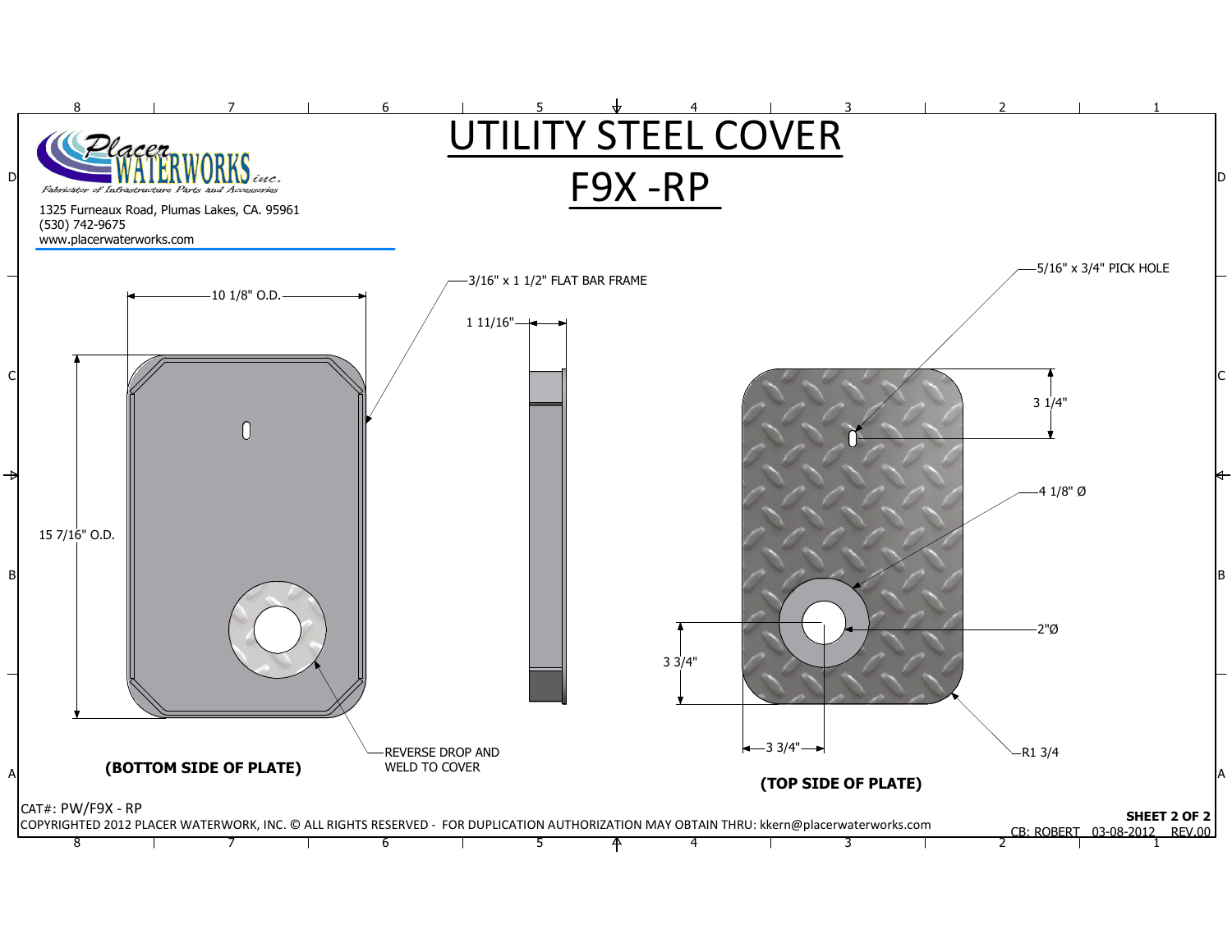Placer WATERWORKS inc.
Fabricator of Infrastructure Parts and Accessories

1325 Furneaux Road, Plumas Lakes, CA. 95961
(530) 742-9675
www.placerwaterworks.com

# UTILITY STEEL COVER

# F9X -RP

10 1/8" O.D.

15 7/16" O.D.

3/16" x 1 1/2" FLAT BAR FRAME

1 11/16"

REVERSE DROP AND WELD TO COVER

**(BOTTOM SIDE OF PLATE)**

5/16" x 3/4" PICK HOLE

3 1/4"

4 1/8" Ø

2"Ø

3 3/4"

3 3/4"

R1 3/4

**(TOP SIDE OF PLATE)**

CAT#: PW/F9X - RP

COPYRIGHTED 2012 PLACER WATERWORK, INC. © ALL RIGHTS RESERVED - FOR DUPLICATION AUTHORIZATION MAY OBTAIN THRU: kkern@placerwaterworks.com

CB: ROBERT 03-08-2012 REV.00